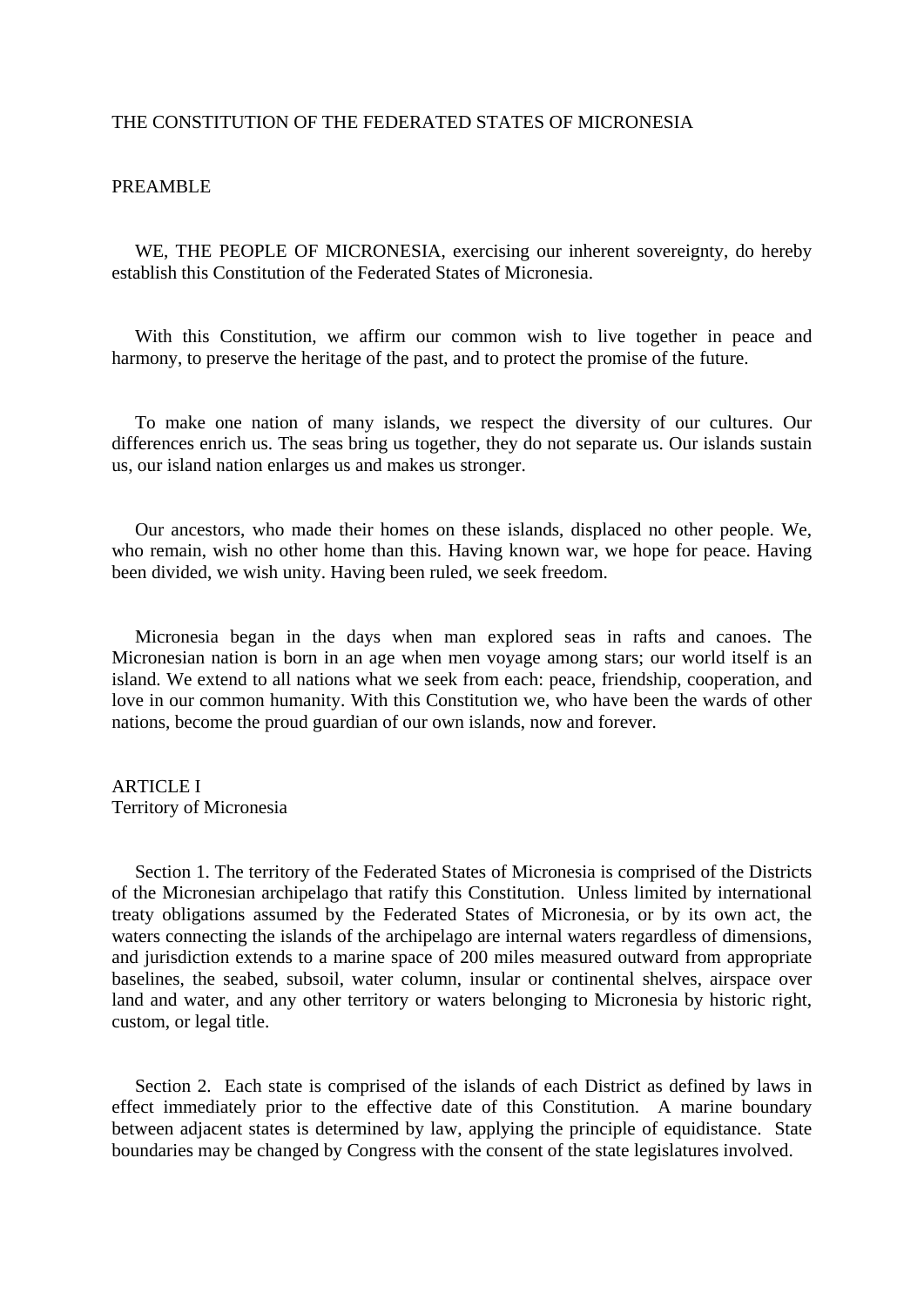# THE CONSTITUTION OF THE FEDERATED STATES OF MICRONESIA

## PREAMBLE

WE, THE PEOPLE OF MICRONESIA, exercising our inherent sovereignty, do hereby establish this Constitution of the Federated States of Micronesia.

With this Constitution, we affirm our common wish to live together in peace and harmony, to preserve the heritage of the past, and to protect the promise of the future.

To make one nation of many islands, we respect the diversity of our cultures. Our differences enrich us. The seas bring us together, they do not separate us. Our islands sustain us, our island nation enlarges us and makes us stronger.

Our ancestors, who made their homes on these islands, displaced no other people. We, who remain, wish no other home than this. Having known war, we hope for peace. Having been divided, we wish unity. Having been ruled, we seek freedom.

Micronesia began in the days when man explored seas in rafts and canoes. The Micronesian nation is born in an age when men voyage among stars; our world itself is an island. We extend to all nations what we seek from each: peace, friendship, cooperation, and love in our common humanity. With this Constitution we, who have been the wards of other nations, become the proud guardian of our own islands, now and forever.

## ARTICLE I
### Territory of Micronesia

Section 1. The territory of the Federated States of Micronesia is comprised of the Districts of the Micronesian archipelago that ratify this Constitution. Unless limited by international treaty obligations assumed by the Federated States of Micronesia, or by its own act, the waters connecting the islands of the archipelago are internal waters regardless of dimensions, and jurisdiction extends to a marine space of 200 miles measured outward from appropriate baselines, the seabed, subsoil, water column, insular or continental shelves, airspace over land and water, and any other territory or waters belonging to Micronesia by historic right, custom, or legal title.

Section 2. Each state is comprised of the islands of each District as defined by laws in effect immediately prior to the effective date of this Constitution. A marine boundary between adjacent states is determined by law, applying the principle of equidistance. State boundaries may be changed by Congress with the consent of the state legislatures involved.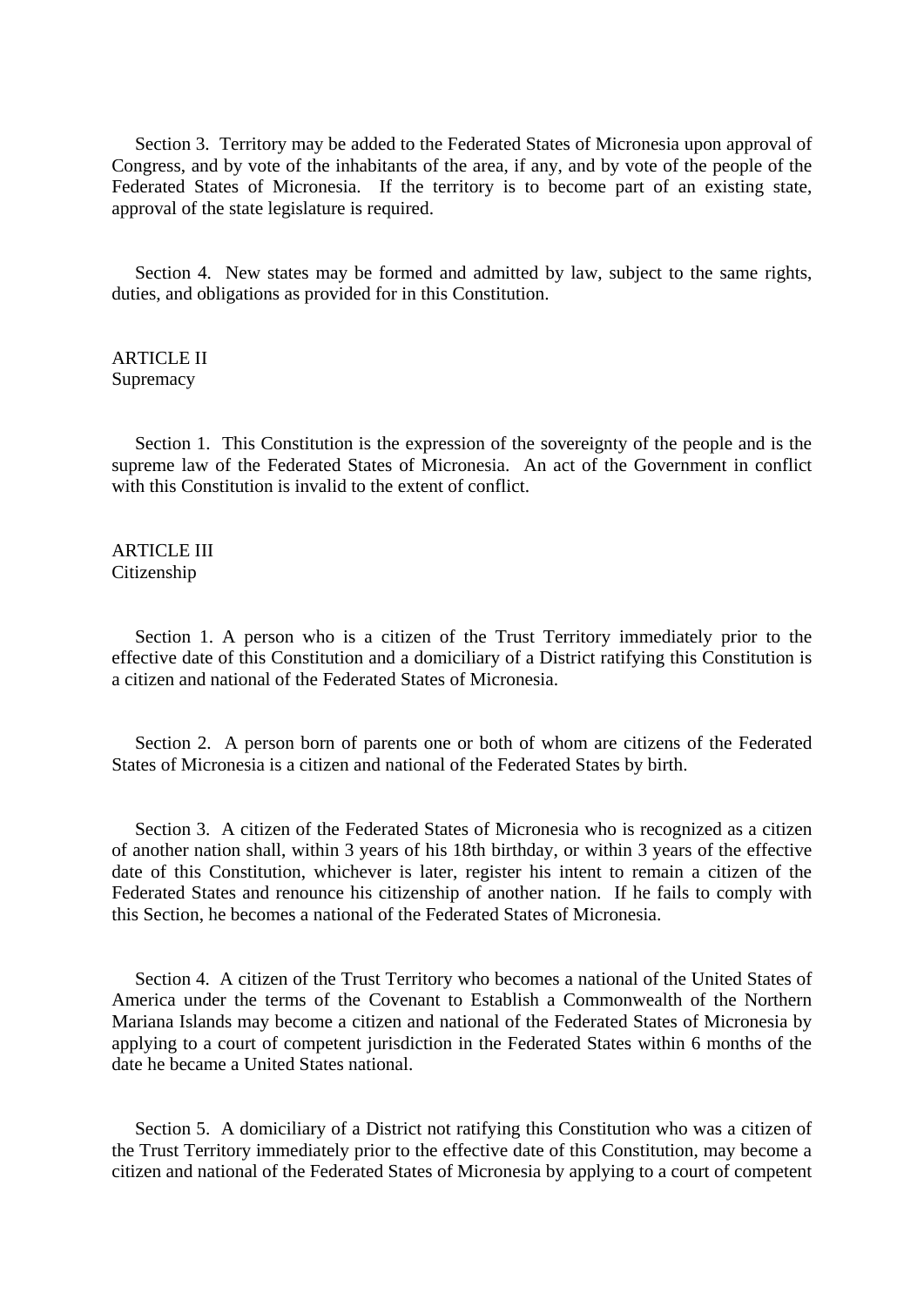Section 3. Territory may be added to the Federated States of Micronesia upon approval of Congress, and by vote of the inhabitants of the area, if any, and by vote of the people of the Federated States of Micronesia. If the territory is to become part of an existing state, approval of the state legislature is required.

Section 4. New states may be formed and admitted by law, subject to the same rights, duties, and obligations as provided for in this Constitution.

## ARTICLE II
Supremacy

Section 1. This Constitution is the expression of the sovereignty of the people and is the supreme law of the Federated States of Micronesia. An act of the Government in conflict with this Constitution is invalid to the extent of conflict.

## ARTICLE III
Citizenship

Section 1. A person who is a citizen of the Trust Territory immediately prior to the effective date of this Constitution and a domiciliary of a District ratifying this Constitution is a citizen and national of the Federated States of Micronesia.

Section 2. A person born of parents one or both of whom are citizens of the Federated States of Micronesia is a citizen and national of the Federated States by birth.

Section 3. A citizen of the Federated States of Micronesia who is recognized as a citizen of another nation shall, within 3 years of his 18th birthday, or within 3 years of the effective date of this Constitution, whichever is later, register his intent to remain a citizen of the Federated States and renounce his citizenship of another nation. If he fails to comply with this Section, he becomes a national of the Federated States of Micronesia.

Section 4. A citizen of the Trust Territory who becomes a national of the United States of America under the terms of the Covenant to Establish a Commonwealth of the Northern Mariana Islands may become a citizen and national of the Federated States of Micronesia by applying to a court of competent jurisdiction in the Federated States within 6 months of the date he became a United States national.

Section 5. A domiciliary of a District not ratifying this Constitution who was a citizen of the Trust Territory immediately prior to the effective date of this Constitution, may become a citizen and national of the Federated States of Micronesia by applying to a court of competent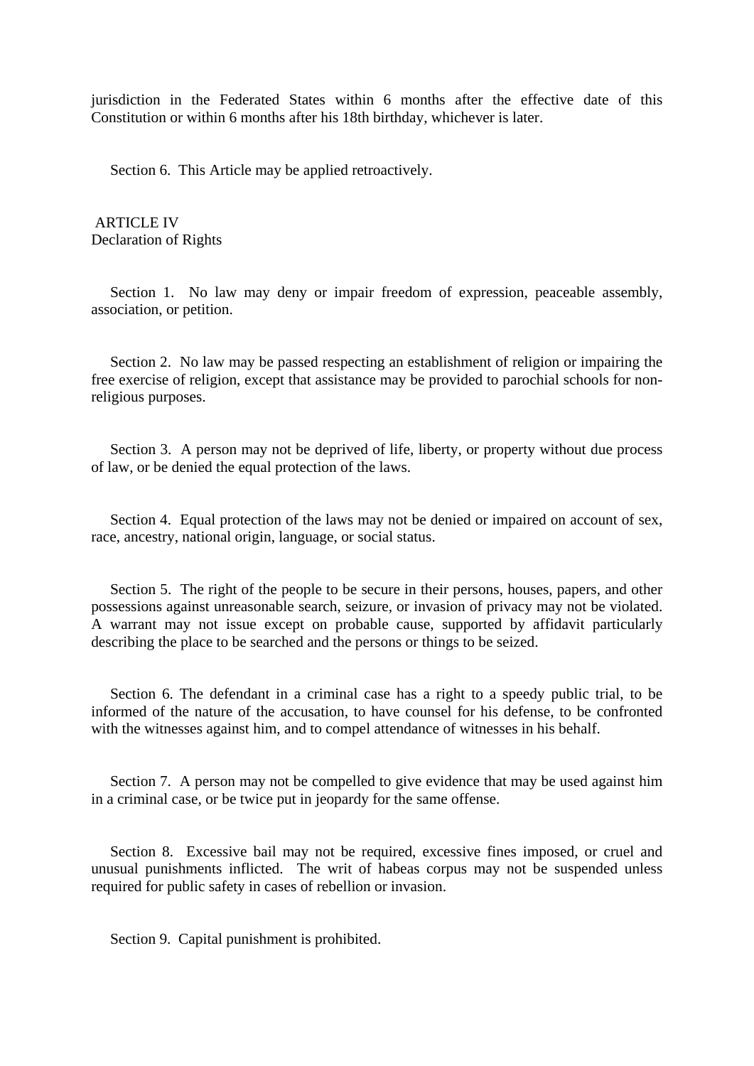jurisdiction in the Federated States within 6 months after the effective date of this Constitution or within 6 months after his 18th birthday, whichever is later.

Section 6. This Article may be applied retroactively.

## ARTICLE IV
## Declaration of Rights

Section 1. No law may deny or impair freedom of expression, peaceable assembly, association, or petition.

Section 2. No law may be passed respecting an establishment of religion or impairing the free exercise of religion, except that assistance may be provided to parochial schools for non-religious purposes.

Section 3. A person may not be deprived of life, liberty, or property without due process of law, or be denied the equal protection of the laws.

Section 4. Equal protection of the laws may not be denied or impaired on account of sex, race, ancestry, national origin, language, or social status.

Section 5. The right of the people to be secure in their persons, houses, papers, and other possessions against unreasonable search, seizure, or invasion of privacy may not be violated. A warrant may not issue except on probable cause, supported by affidavit particularly describing the place to be searched and the persons or things to be seized.

Section 6. The defendant in a criminal case has a right to a speedy public trial, to be informed of the nature of the accusation, to have counsel for his defense, to be confronted with the witnesses against him, and to compel attendance of witnesses in his behalf.

Section 7. A person may not be compelled to give evidence that may be used against him in a criminal case, or be twice put in jeopardy for the same offense.

Section 8. Excessive bail may not be required, excessive fines imposed, or cruel and unusual punishments inflicted. The writ of habeas corpus may not be suspended unless required for public safety in cases of rebellion or invasion.

Section 9. Capital punishment is prohibited.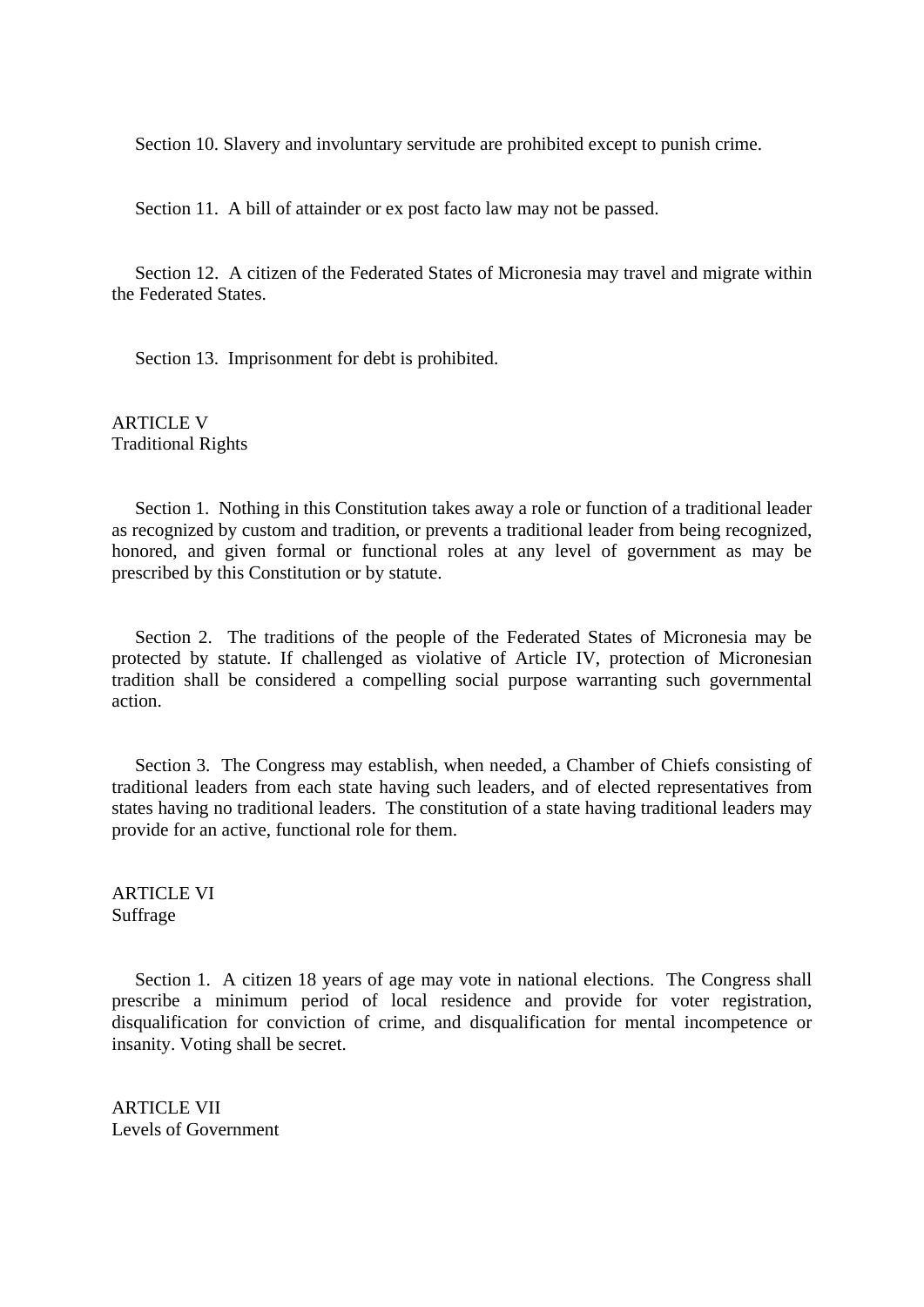Section 10. Slavery and involuntary servitude are prohibited except to punish crime.

Section 11. A bill of attainder or ex post facto law may not be passed.

Section 12. A citizen of the Federated States of Micronesia may travel and migrate within the Federated States.

Section 13. Imprisonment for debt is prohibited.

## ARTICLE V
Traditional Rights

Section 1. Nothing in this Constitution takes away a role or function of a traditional leader as recognized by custom and tradition, or prevents a traditional leader from being recognized, honored, and given formal or functional roles at any level of government as may be prescribed by this Constitution or by statute.

Section 2. The traditions of the people of the Federated States of Micronesia may be protected by statute. If challenged as violative of Article IV, protection of Micronesian tradition shall be considered a compelling social purpose warranting such governmental action.

Section 3. The Congress may establish, when needed, a Chamber of Chiefs consisting of traditional leaders from each state having such leaders, and of elected representatives from states having no traditional leaders. The constitution of a state having traditional leaders may provide for an active, functional role for them.

## ARTICLE VI
Suffrage

Section 1. A citizen 18 years of age may vote in national elections. The Congress shall prescribe a minimum period of local residence and provide for voter registration, disqualification for conviction of crime, and disqualification for mental incompetence or insanity. Voting shall be secret.

## ARTICLE VII
Levels of Government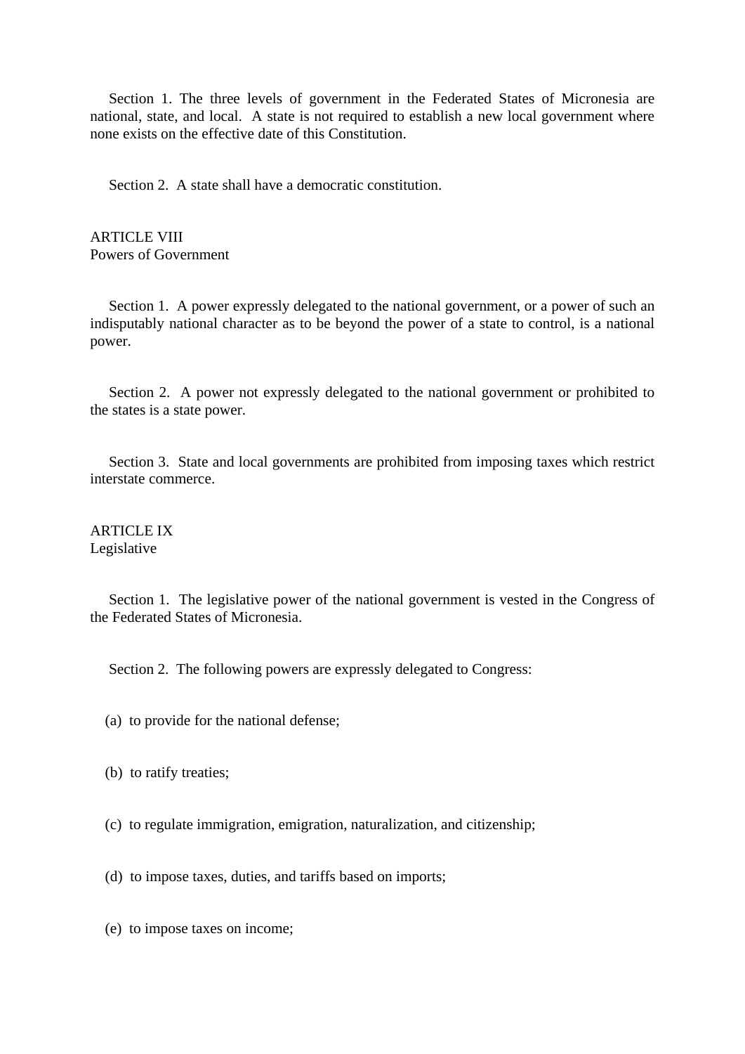Section 1. The three levels of government in the Federated States of Micronesia are national, state, and local. A state is not required to establish a new local government where none exists on the effective date of this Constitution.

Section 2. A state shall have a democratic constitution.

## ARTICLE VIII
## Powers of Government

Section 1. A power expressly delegated to the national government, or a power of such an indisputably national character as to be beyond the power of a state to control, is a national power.

Section 2. A power not expressly delegated to the national government or prohibited to the states is a state power.

Section 3. State and local governments are prohibited from imposing taxes which restrict interstate commerce.

## ARTICLE IX
## Legislative

Section 1. The legislative power of the national government is vested in the Congress of the Federated States of Micronesia.

Section 2. The following powers are expressly delegated to Congress:

(a) to provide for the national defense;

(b) to ratify treaties;

(c) to regulate immigration, emigration, naturalization, and citizenship;

(d) to impose taxes, duties, and tariffs based on imports;

(e) to impose taxes on income;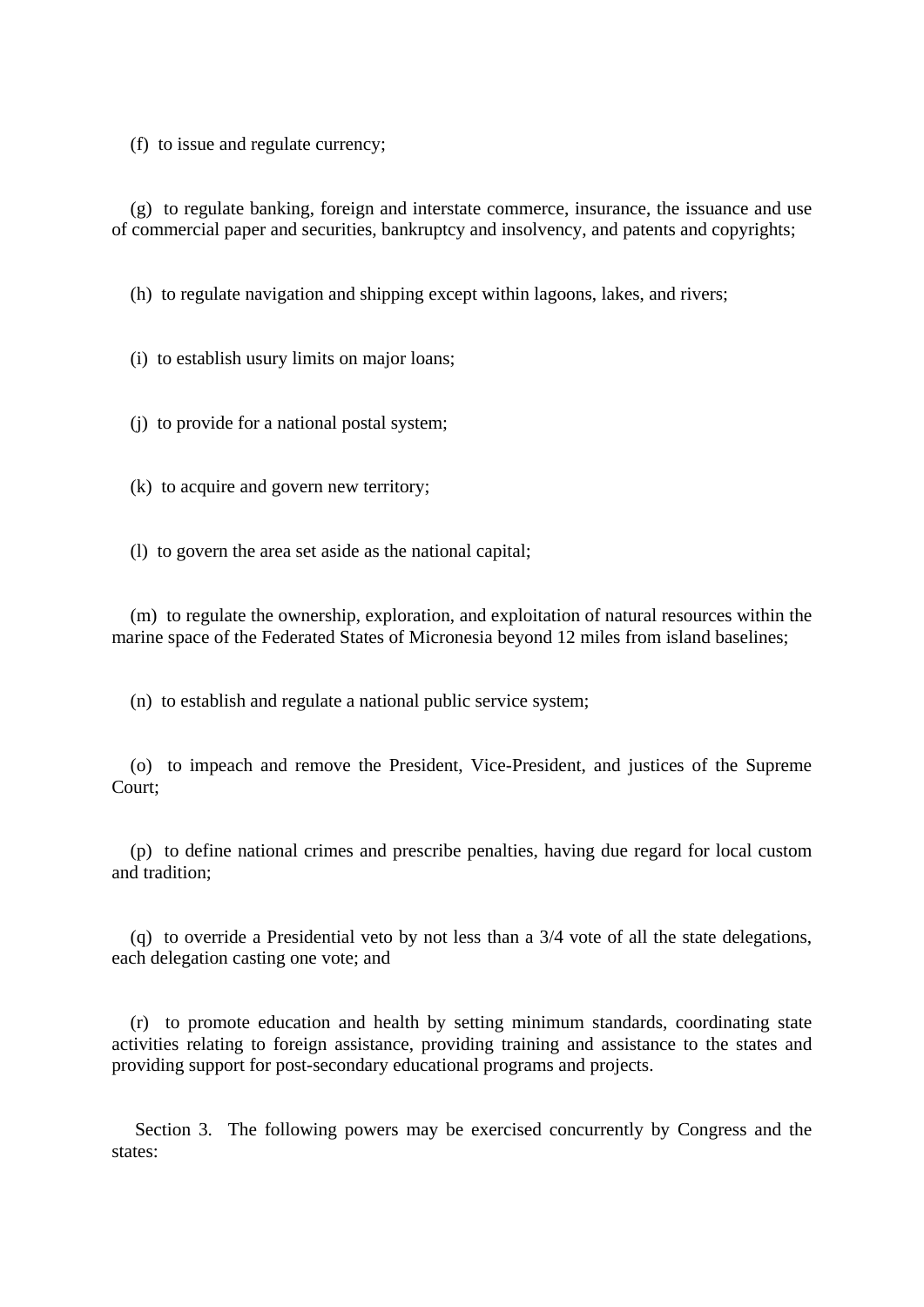(f) to issue and regulate currency;

(g) to regulate banking, foreign and interstate commerce, insurance, the issuance and use of commercial paper and securities, bankruptcy and insolvency, and patents and copyrights;

(h) to regulate navigation and shipping except within lagoons, lakes, and rivers;

(i) to establish usury limits on major loans;

(j) to provide for a national postal system;

(k) to acquire and govern new territory;

(l) to govern the area set aside as the national capital;

(m) to regulate the ownership, exploration, and exploitation of natural resources within the marine space of the Federated States of Micronesia beyond 12 miles from island baselines;

(n) to establish and regulate a national public service system;

(o) to impeach and remove the President, Vice-President, and justices of the Supreme Court;

(p) to define national crimes and prescribe penalties, having due regard for local custom and tradition;

(q) to override a Presidential veto by not less than a 3/4 vote of all the state delegations, each delegation casting one vote; and

(r) to promote education and health by setting minimum standards, coordinating state activities relating to foreign assistance, providing training and assistance to the states and providing support for post-secondary educational programs and projects.

Section 3. The following powers may be exercised concurrently by Congress and the states: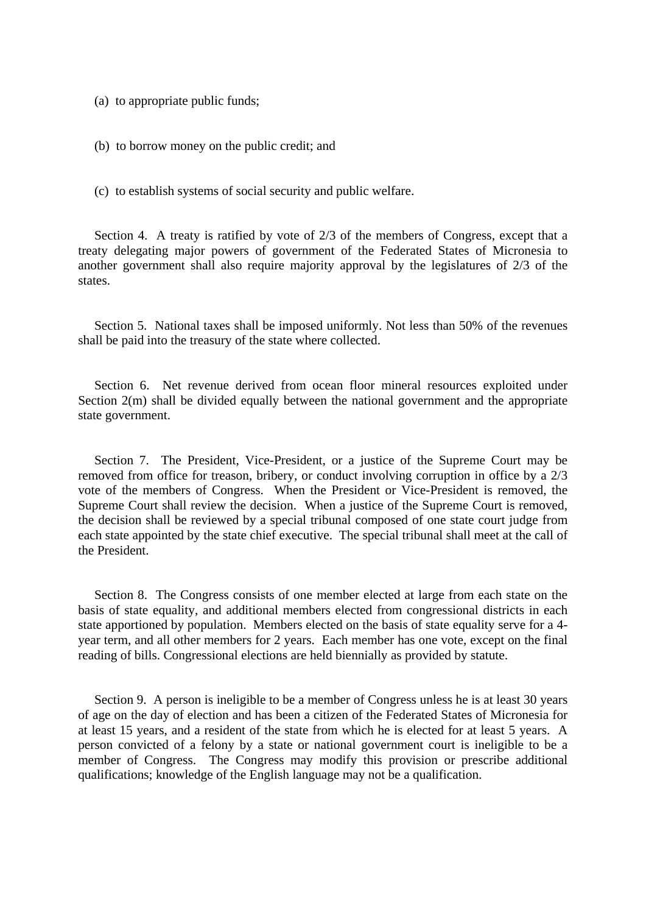(a) to appropriate public funds;

(b) to borrow money on the public credit; and

(c) to establish systems of social security and public welfare.

Section 4. A treaty is ratified by vote of 2/3 of the members of Congress, except that a treaty delegating major powers of government of the Federated States of Micronesia to another government shall also require majority approval by the legislatures of 2/3 of the states.

Section 5. National taxes shall be imposed uniformly. Not less than 50% of the revenues shall be paid into the treasury of the state where collected.

Section 6. Net revenue derived from ocean floor mineral resources exploited under Section 2(m) shall be divided equally between the national government and the appropriate state government.

Section 7. The President, Vice-President, or a justice of the Supreme Court may be removed from office for treason, bribery, or conduct involving corruption in office by a 2/3 vote of the members of Congress. When the President or Vice-President is removed, the Supreme Court shall review the decision. When a justice of the Supreme Court is removed, the decision shall be reviewed by a special tribunal composed of one state court judge from each state appointed by the state chief executive. The special tribunal shall meet at the call of the President.

Section 8. The Congress consists of one member elected at large from each state on the basis of state equality, and additional members elected from congressional districts in each state apportioned by population. Members elected on the basis of state equality serve for a 4-year term, and all other members for 2 years. Each member has one vote, except on the final reading of bills. Congressional elections are held biennially as provided by statute.

Section 9. A person is ineligible to be a member of Congress unless he is at least 30 years of age on the day of election and has been a citizen of the Federated States of Micronesia for at least 15 years, and a resident of the state from which he is elected for at least 5 years. A person convicted of a felony by a state or national government court is ineligible to be a member of Congress. The Congress may modify this provision or prescribe additional qualifications; knowledge of the English language may not be a qualification.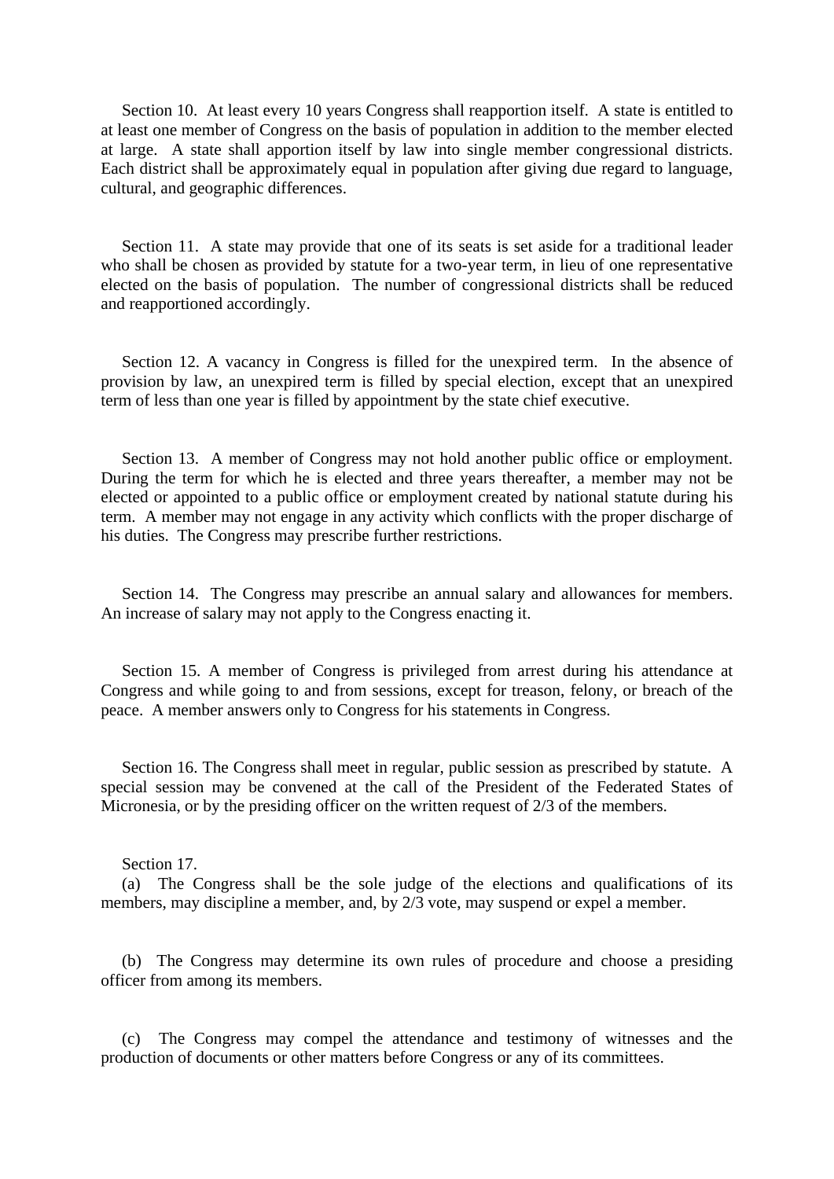Section 10. At least every 10 years Congress shall reapportion itself. A state is entitled to at least one member of Congress on the basis of population in addition to the member elected at large. A state shall apportion itself by law into single member congressional districts. Each district shall be approximately equal in population after giving due regard to language, cultural, and geographic differences.

Section 11. A state may provide that one of its seats is set aside for a traditional leader who shall be chosen as provided by statute for a two-year term, in lieu of one representative elected on the basis of population. The number of congressional districts shall be reduced and reapportioned accordingly.

Section 12. A vacancy in Congress is filled for the unexpired term. In the absence of provision by law, an unexpired term is filled by special election, except that an unexpired term of less than one year is filled by appointment by the state chief executive.

Section 13. A member of Congress may not hold another public office or employment. During the term for which he is elected and three years thereafter, a member may not be elected or appointed to a public office or employment created by national statute during his term. A member may not engage in any activity which conflicts with the proper discharge of his duties. The Congress may prescribe further restrictions.

Section 14. The Congress may prescribe an annual salary and allowances for members. An increase of salary may not apply to the Congress enacting it.

Section 15. A member of Congress is privileged from arrest during his attendance at Congress and while going to and from sessions, except for treason, felony, or breach of the peace. A member answers only to Congress for his statements in Congress.

Section 16. The Congress shall meet in regular, public session as prescribed by statute. A special session may be convened at the call of the President of the Federated States of Micronesia, or by the presiding officer on the written request of 2/3 of the members.

Section 17.

(a) The Congress shall be the sole judge of the elections and qualifications of its members, may discipline a member, and, by 2/3 vote, may suspend or expel a member.

(b) The Congress may determine its own rules of procedure and choose a presiding officer from among its members.

(c) The Congress may compel the attendance and testimony of witnesses and the production of documents or other matters before Congress or any of its committees.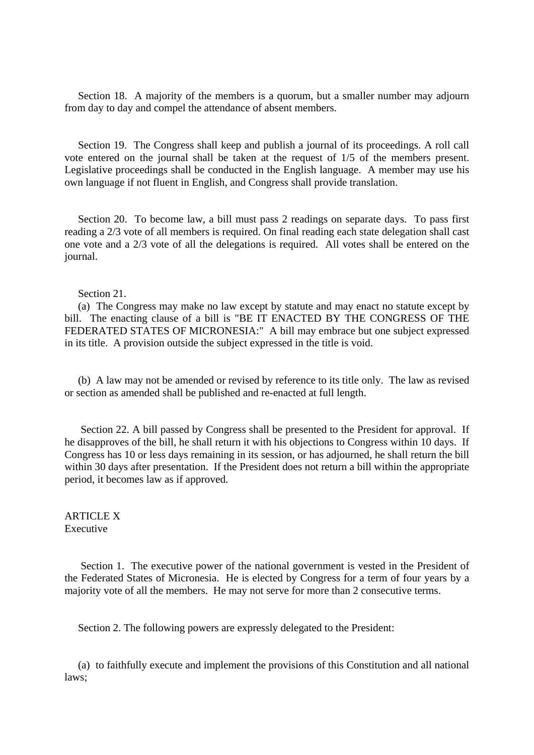Section 18. A majority of the members is a quorum, but a smaller number may adjourn from day to day and compel the attendance of absent members.

Section 19. The Congress shall keep and publish a journal of its proceedings. A roll call vote entered on the journal shall be taken at the request of 1/5 of the members present. Legislative proceedings shall be conducted in the English language. A member may use his own language if not fluent in English, and Congress shall provide translation.

Section 20. To become law, a bill must pass 2 readings on separate days. To pass first reading a 2/3 vote of all members is required. On final reading each state delegation shall cast one vote and a 2/3 vote of all the delegations is required. All votes shall be entered on the journal.

Section 21.

(a) The Congress may make no law except by statute and may enact no statute except by bill. The enacting clause of a bill is "BE IT ENACTED BY THE CONGRESS OF THE FEDERATED STATES OF MICRONESIA:" A bill may embrace but one subject expressed in its title. A provision outside the subject expressed in the title is void.

(b) A law may not be amended or revised by reference to its title only. The law as revised or section as amended shall be published and re-enacted at full length.

Section 22. A bill passed by Congress shall be presented to the President for approval. If he disapproves of the bill, he shall return it with his objections to Congress within 10 days. If Congress has 10 or less days remaining in its session, or has adjourned, he shall return the bill within 30 days after presentation. If the President does not return a bill within the appropriate period, it becomes law as if approved.

## ARTICLE X
## Executive

Section 1. The executive power of the national government is vested in the President of the Federated States of Micronesia. He is elected by Congress for a term of four years by a majority vote of all the members. He may not serve for more than 2 consecutive terms.

Section 2. The following powers are expressly delegated to the President:

(a) to faithfully execute and implement the provisions of this Constitution and all national laws;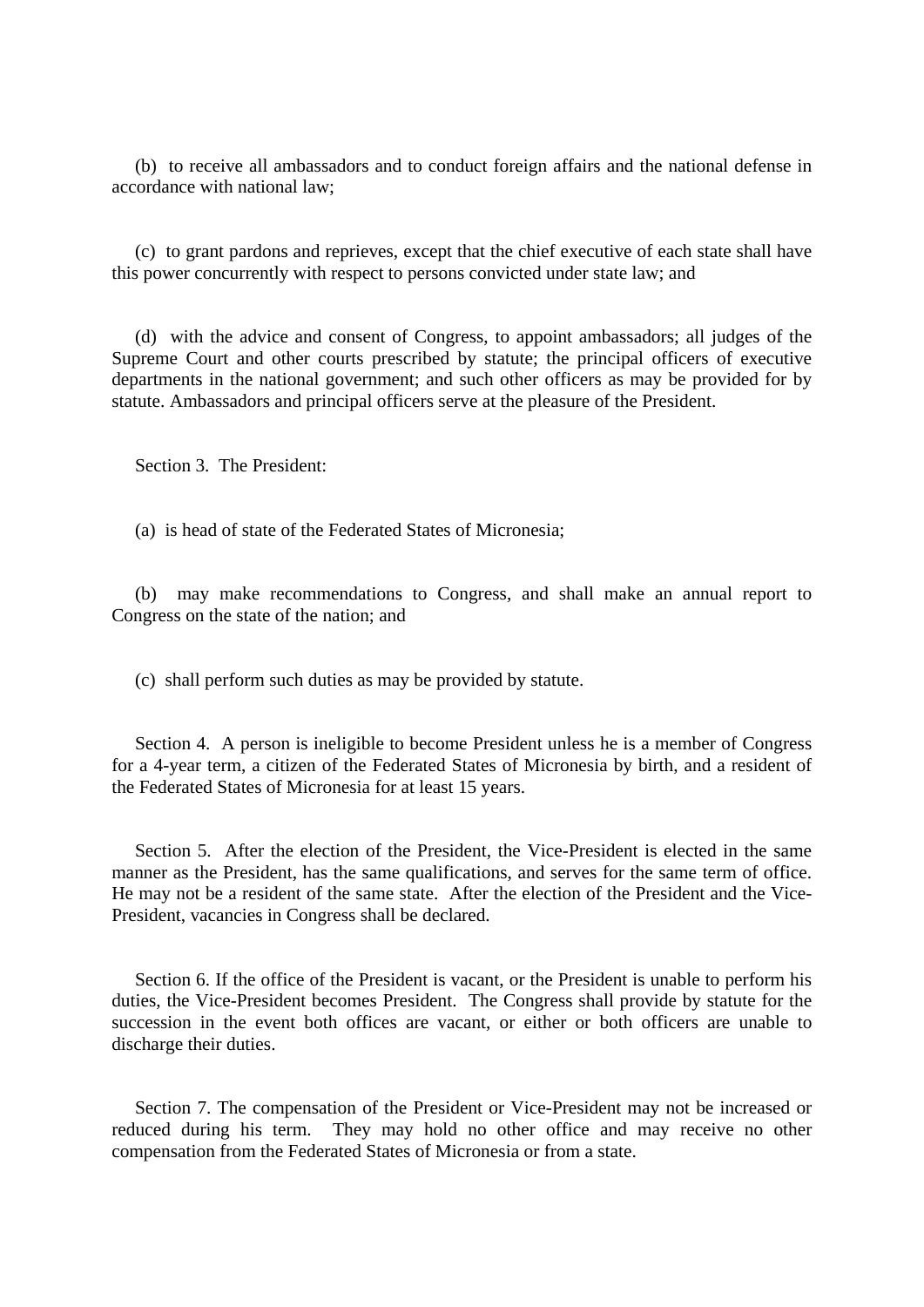(b) to receive all ambassadors and to conduct foreign affairs and the national defense in accordance with national law;

(c) to grant pardons and reprieves, except that the chief executive of each state shall have this power concurrently with respect to persons convicted under state law; and

(d) with the advice and consent of Congress, to appoint ambassadors; all judges of the Supreme Court and other courts prescribed by statute; the principal officers of executive departments in the national government; and such other officers as may be provided for by statute. Ambassadors and principal officers serve at the pleasure of the President.

Section 3. The President:

(a) is head of state of the Federated States of Micronesia;

(b) may make recommendations to Congress, and shall make an annual report to Congress on the state of the nation; and

(c) shall perform such duties as may be provided by statute.

Section 4. A person is ineligible to become President unless he is a member of Congress for a 4-year term, a citizen of the Federated States of Micronesia by birth, and a resident of the Federated States of Micronesia for at least 15 years.

Section 5. After the election of the President, the Vice-President is elected in the same manner as the President, has the same qualifications, and serves for the same term of office. He may not be a resident of the same state. After the election of the President and the Vice-President, vacancies in Congress shall be declared.

Section 6. If the office of the President is vacant, or the President is unable to perform his duties, the Vice-President becomes President. The Congress shall provide by statute for the succession in the event both offices are vacant, or either or both officers are unable to discharge their duties.

Section 7. The compensation of the President or Vice-President may not be increased or reduced during his term. They may hold no other office and may receive no other compensation from the Federated States of Micronesia or from a state.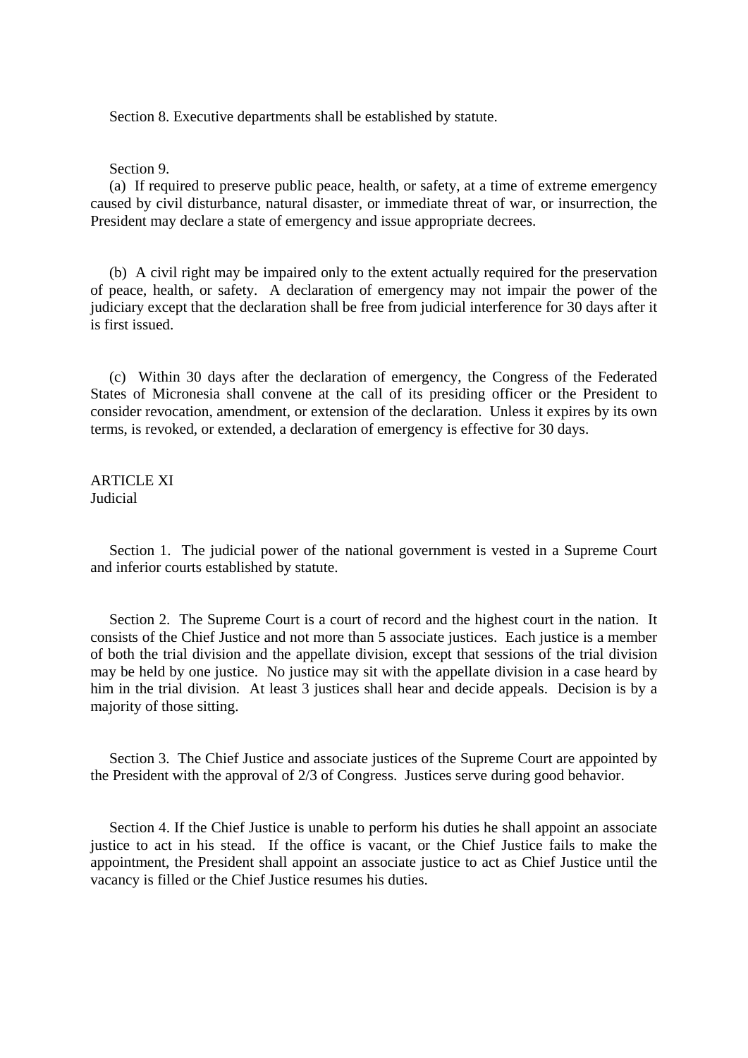Section 8. Executive departments shall be established by statute.

Section 9.

(a) If required to preserve public peace, health, or safety, at a time of extreme emergency caused by civil disturbance, natural disaster, or immediate threat of war, or insurrection, the President may declare a state of emergency and issue appropriate decrees.

(b) A civil right may be impaired only to the extent actually required for the preservation of peace, health, or safety. A declaration of emergency may not impair the power of the judiciary except that the declaration shall be free from judicial interference for 30 days after it is first issued.

(c) Within 30 days after the declaration of emergency, the Congress of the Federated States of Micronesia shall convene at the call of its presiding officer or the President to consider revocation, amendment, or extension of the declaration. Unless it expires by its own terms, is revoked, or extended, a declaration of emergency is effective for 30 days.

## ARTICLE XI
## Judicial

Section 1. The judicial power of the national government is vested in a Supreme Court and inferior courts established by statute.

Section 2. The Supreme Court is a court of record and the highest court in the nation. It consists of the Chief Justice and not more than 5 associate justices. Each justice is a member of both the trial division and the appellate division, except that sessions of the trial division may be held by one justice. No justice may sit with the appellate division in a case heard by him in the trial division. At least 3 justices shall hear and decide appeals. Decision is by a majority of those sitting.

Section 3. The Chief Justice and associate justices of the Supreme Court are appointed by the President with the approval of 2/3 of Congress. Justices serve during good behavior.

Section 4. If the Chief Justice is unable to perform his duties he shall appoint an associate justice to act in his stead. If the office is vacant, or the Chief Justice fails to make the appointment, the President shall appoint an associate justice to act as Chief Justice until the vacancy is filled or the Chief Justice resumes his duties.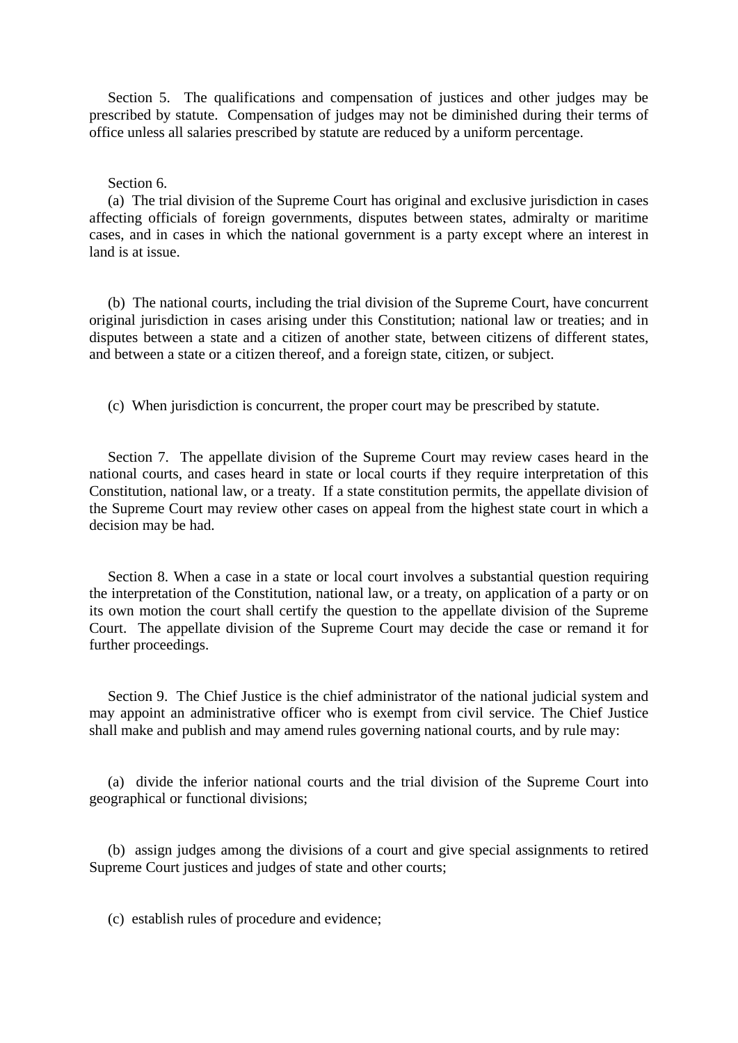Section 5. The qualifications and compensation of justices and other judges may be prescribed by statute. Compensation of judges may not be diminished during their terms of office unless all salaries prescribed by statute are reduced by a uniform percentage.

Section 6.

(a) The trial division of the Supreme Court has original and exclusive jurisdiction in cases affecting officials of foreign governments, disputes between states, admiralty or maritime cases, and in cases in which the national government is a party except where an interest in land is at issue.

(b) The national courts, including the trial division of the Supreme Court, have concurrent original jurisdiction in cases arising under this Constitution; national law or treaties; and in disputes between a state and a citizen of another state, between citizens of different states, and between a state or a citizen thereof, and a foreign state, citizen, or subject.

(c) When jurisdiction is concurrent, the proper court may be prescribed by statute.

Section 7. The appellate division of the Supreme Court may review cases heard in the national courts, and cases heard in state or local courts if they require interpretation of this Constitution, national law, or a treaty. If a state constitution permits, the appellate division of the Supreme Court may review other cases on appeal from the highest state court in which a decision may be had.

Section 8. When a case in a state or local court involves a substantial question requiring the interpretation of the Constitution, national law, or a treaty, on application of a party or on its own motion the court shall certify the question to the appellate division of the Supreme Court. The appellate division of the Supreme Court may decide the case or remand it for further proceedings.

Section 9. The Chief Justice is the chief administrator of the national judicial system and may appoint an administrative officer who is exempt from civil service. The Chief Justice shall make and publish and may amend rules governing national courts, and by rule may:

(a) divide the inferior national courts and the trial division of the Supreme Court into geographical or functional divisions;

(b) assign judges among the divisions of a court and give special assignments to retired Supreme Court justices and judges of state and other courts;

(c) establish rules of procedure and evidence;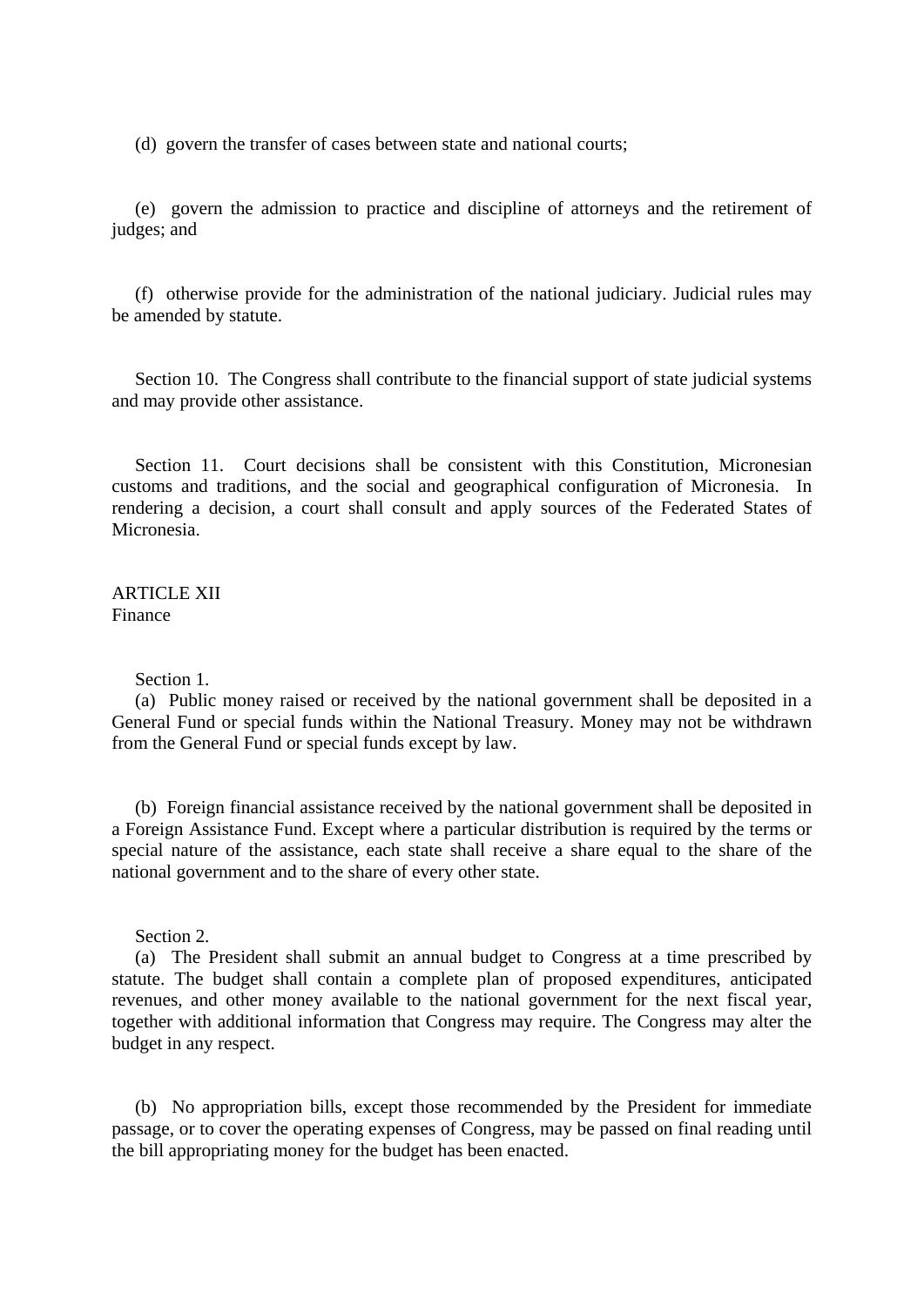(d) govern the transfer of cases between state and national courts;

(e) govern the admission to practice and discipline of attorneys and the retirement of judges; and

(f) otherwise provide for the administration of the national judiciary. Judicial rules may be amended by statute.

Section 10. The Congress shall contribute to the financial support of state judicial systems and may provide other assistance.

Section 11. Court decisions shall be consistent with this Constitution, Micronesian customs and traditions, and the social and geographical configuration of Micronesia. In rendering a decision, a court shall consult and apply sources of the Federated States of Micronesia.

## ARTICLE XII
Finance

Section 1.
(a) Public money raised or received by the national government shall be deposited in a General Fund or special funds within the National Treasury. Money may not be withdrawn from the General Fund or special funds except by law.

(b) Foreign financial assistance received by the national government shall be deposited in a Foreign Assistance Fund. Except where a particular distribution is required by the terms or special nature of the assistance, each state shall receive a share equal to the share of the national government and to the share of every other state.

Section 2.
(a) The President shall submit an annual budget to Congress at a time prescribed by statute. The budget shall contain a complete plan of proposed expenditures, anticipated revenues, and other money available to the national government for the next fiscal year, together with additional information that Congress may require. The Congress may alter the budget in any respect.

(b) No appropriation bills, except those recommended by the President for immediate passage, or to cover the operating expenses of Congress, may be passed on final reading until the bill appropriating money for the budget has been enacted.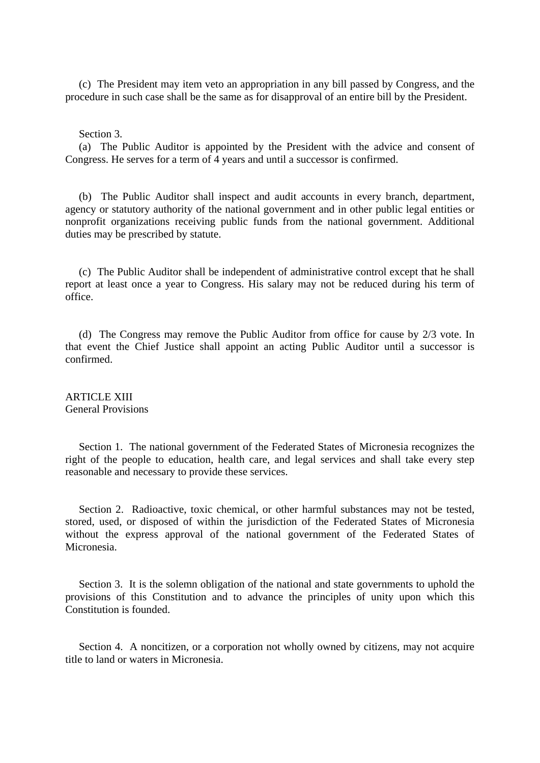(c) The President may item veto an appropriation in any bill passed by Congress, and the procedure in such case shall be the same as for disapproval of an entire bill by the President.

Section 3.

(a) The Public Auditor is appointed by the President with the advice and consent of Congress. He serves for a term of 4 years and until a successor is confirmed.

(b) The Public Auditor shall inspect and audit accounts in every branch, department, agency or statutory authority of the national government and in other public legal entities or nonprofit organizations receiving public funds from the national government. Additional duties may be prescribed by statute.

(c) The Public Auditor shall be independent of administrative control except that he shall report at least once a year to Congress. His salary may not be reduced during his term of office.

(d) The Congress may remove the Public Auditor from office for cause by 2/3 vote. In that event the Chief Justice shall appoint an acting Public Auditor until a successor is confirmed.

## ARTICLE XIII
General Provisions

Section 1. The national government of the Federated States of Micronesia recognizes the right of the people to education, health care, and legal services and shall take every step reasonable and necessary to provide these services.

Section 2. Radioactive, toxic chemical, or other harmful substances may not be tested, stored, used, or disposed of within the jurisdiction of the Federated States of Micronesia without the express approval of the national government of the Federated States of Micronesia.

Section 3. It is the solemn obligation of the national and state governments to uphold the provisions of this Constitution and to advance the principles of unity upon which this Constitution is founded.

Section 4. A noncitizen, or a corporation not wholly owned by citizens, may not acquire title to land or waters in Micronesia.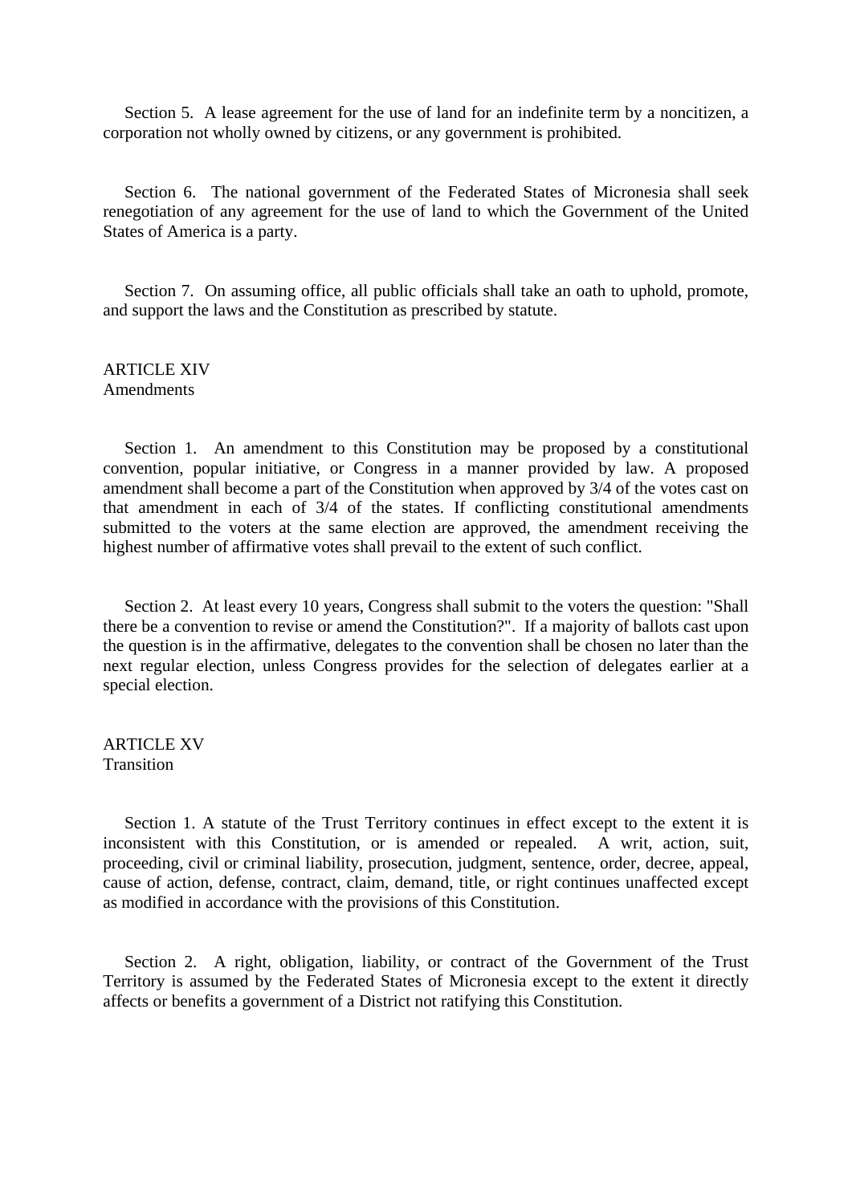Section 5. A lease agreement for the use of land for an indefinite term by a noncitizen, a corporation not wholly owned by citizens, or any government is prohibited.

Section 6. The national government of the Federated States of Micronesia shall seek renegotiation of any agreement for the use of land to which the Government of the United States of America is a party.

Section 7. On assuming office, all public officials shall take an oath to uphold, promote, and support the laws and the Constitution as prescribed by statute.

## ARTICLE XIV
Amendments

Section 1. An amendment to this Constitution may be proposed by a constitutional convention, popular initiative, or Congress in a manner provided by law. A proposed amendment shall become a part of the Constitution when approved by 3/4 of the votes cast on that amendment in each of 3/4 of the states. If conflicting constitutional amendments submitted to the voters at the same election are approved, the amendment receiving the highest number of affirmative votes shall prevail to the extent of such conflict.

Section 2. At least every 10 years, Congress shall submit to the voters the question: "Shall there be a convention to revise or amend the Constitution?". If a majority of ballots cast upon the question is in the affirmative, delegates to the convention shall be chosen no later than the next regular election, unless Congress provides for the selection of delegates earlier at a special election.

## ARTICLE XV
Transition

Section 1. A statute of the Trust Territory continues in effect except to the extent it is inconsistent with this Constitution, or is amended or repealed. A writ, action, suit, proceeding, civil or criminal liability, prosecution, judgment, sentence, order, decree, appeal, cause of action, defense, contract, claim, demand, title, or right continues unaffected except as modified in accordance with the provisions of this Constitution.

Section 2. A right, obligation, liability, or contract of the Government of the Trust Territory is assumed by the Federated States of Micronesia except to the extent it directly affects or benefits a government of a District not ratifying this Constitution.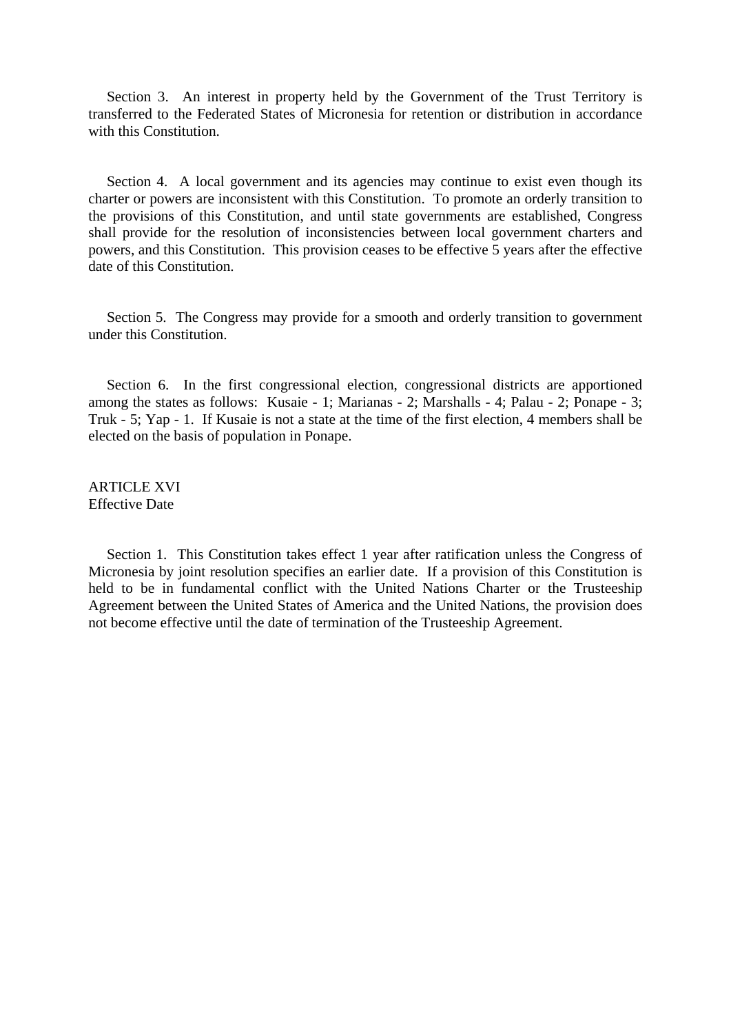Section 3. An interest in property held by the Government of the Trust Territory is transferred to the Federated States of Micronesia for retention or distribution in accordance with this Constitution.

Section 4. A local government and its agencies may continue to exist even though its charter or powers are inconsistent with this Constitution. To promote an orderly transition to the provisions of this Constitution, and until state governments are established, Congress shall provide for the resolution of inconsistencies between local government charters and powers, and this Constitution. This provision ceases to be effective 5 years after the effective date of this Constitution.

Section 5. The Congress may provide for a smooth and orderly transition to government under this Constitution.

Section 6. In the first congressional election, congressional districts are apportioned among the states as follows: Kusaie - 1; Marianas - 2; Marshalls - 4; Palau - 2; Ponape - 3; Truk - 5; Yap - 1. If Kusaie is not a state at the time of the first election, 4 members shall be elected on the basis of population in Ponape.

## ARTICLE XVI
## Effective Date

Section 1. This Constitution takes effect 1 year after ratification unless the Congress of Micronesia by joint resolution specifies an earlier date. If a provision of this Constitution is held to be in fundamental conflict with the United Nations Charter or the Trusteeship Agreement between the United States of America and the United Nations, the provision does not become effective until the date of termination of the Trusteeship Agreement.